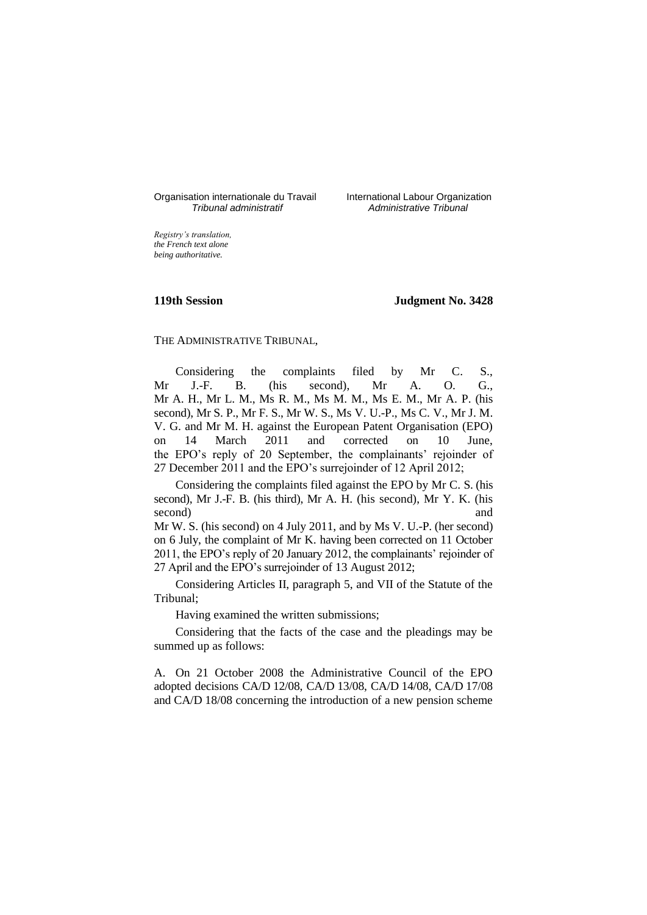Organisation internationale du Travail
*Tribunal administratif*

International Labour Organization
*Administrative Tribunal*

*Registry's translation, the French text alone being authoritative.*

**119th Session** **Judgment No. 3428**

THE ADMINISTRATIVE TRIBUNAL,

Considering the complaints filed by Mr C. S., Mr J.-F. B. (his second), Mr A. O. G., Mr A. H., Mr L. M., Ms R. M., Ms M. M., Ms E. M., Mr A. P. (his second), Mr S. P., Mr F. S., Mr W. S., Ms V. U.-P., Ms C. V., Mr J. M. V. G. and Mr M. H. against the European Patent Organisation (EPO) on 14 March 2011 and corrected on 10 June, the EPO's reply of 20 September, the complainants' rejoinder of 27 December 2011 and the EPO's surrejoinder of 12 April 2012;

Considering the complaints filed against the EPO by Mr C. S. (his second), Mr J.-F. B. (his third), Mr A. H. (his second), Mr Y. K. (his second) and Mr W. S. (his second) on 4 July 2011, and by Ms V. U.-P. (her second) on 6 July, the complaint of Mr K. having been corrected on 11 October 2011, the EPO's reply of 20 January 2012, the complainants' rejoinder of 27 April and the EPO's surrejoinder of 13 August 2012;

Considering Articles II, paragraph 5, and VII of the Statute of the Tribunal;

Having examined the written submissions;

Considering that the facts of the case and the pleadings may be summed up as follows:

A. On 21 October 2008 the Administrative Council of the EPO adopted decisions CA/D 12/08, CA/D 13/08, CA/D 14/08, CA/D 17/08 and CA/D 18/08 concerning the introduction of a new pension scheme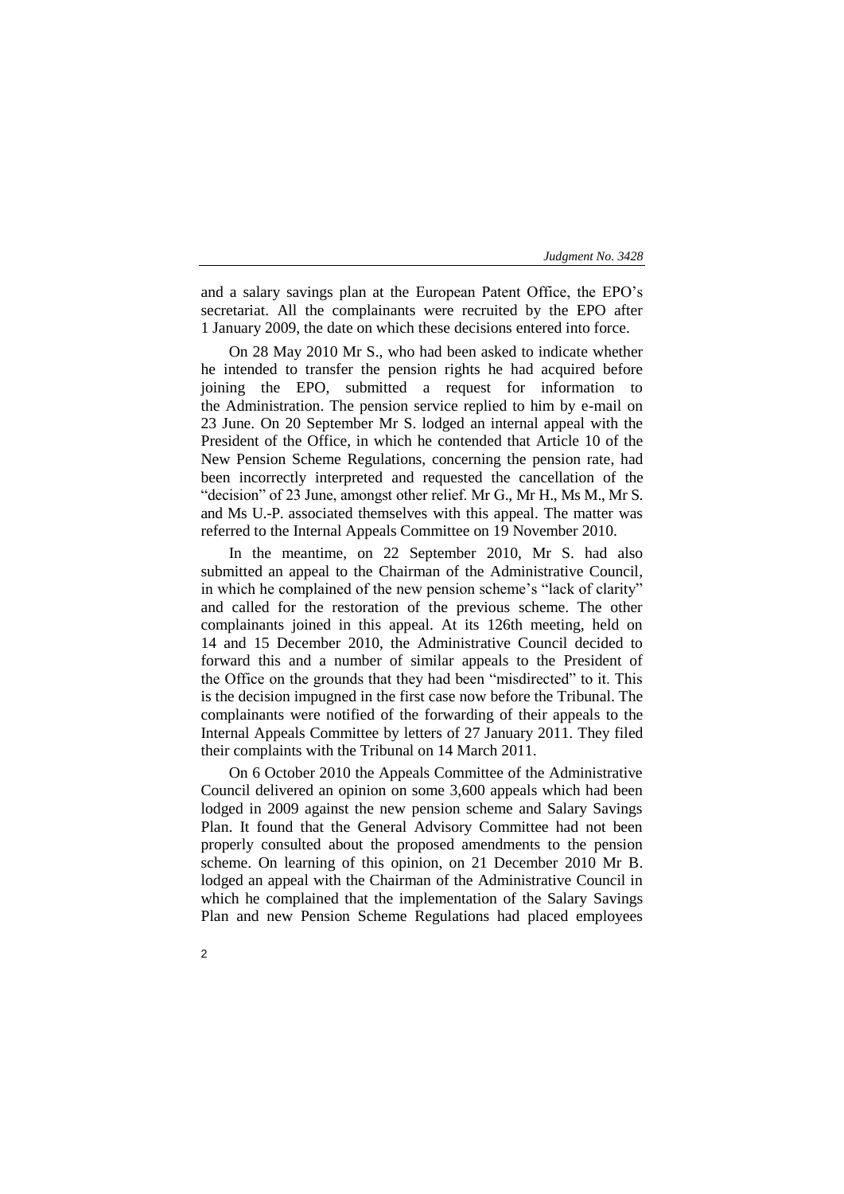and a salary savings plan at the European Patent Office, the EPO's secretariat. All the complainants were recruited by the EPO after 1 January 2009, the date on which these decisions entered into force.

On 28 May 2010 Mr S., who had been asked to indicate whether he intended to transfer the pension rights he had acquired before joining the EPO, submitted a request for information to the Administration. The pension service replied to him by e-mail on 23 June. On 20 September Mr S. lodged an internal appeal with the President of the Office, in which he contended that Article 10 of the New Pension Scheme Regulations, concerning the pension rate, had been incorrectly interpreted and requested the cancellation of the "decision" of 23 June, amongst other relief. Mr G., Mr H., Ms M., Mr S. and Ms U.-P. associated themselves with this appeal. The matter was referred to the Internal Appeals Committee on 19 November 2010.

In the meantime, on 22 September 2010, Mr S. had also submitted an appeal to the Chairman of the Administrative Council, in which he complained of the new pension scheme's "lack of clarity" and called for the restoration of the previous scheme. The other complainants joined in this appeal. At its 126th meeting, held on 14 and 15 December 2010, the Administrative Council decided to forward this and a number of similar appeals to the President of the Office on the grounds that they had been "misdirected" to it. This is the decision impugned in the first case now before the Tribunal. The complainants were notified of the forwarding of their appeals to the Internal Appeals Committee by letters of 27 January 2011. They filed their complaints with the Tribunal on 14 March 2011.

On 6 October 2010 the Appeals Committee of the Administrative Council delivered an opinion on some 3,600 appeals which had been lodged in 2009 against the new pension scheme and Salary Savings Plan. It found that the General Advisory Committee had not been properly consulted about the proposed amendments to the pension scheme. On learning of this opinion, on 21 December 2010 Mr B. lodged an appeal with the Chairman of the Administrative Council in which he complained that the implementation of the Salary Savings Plan and new Pension Scheme Regulations had placed employees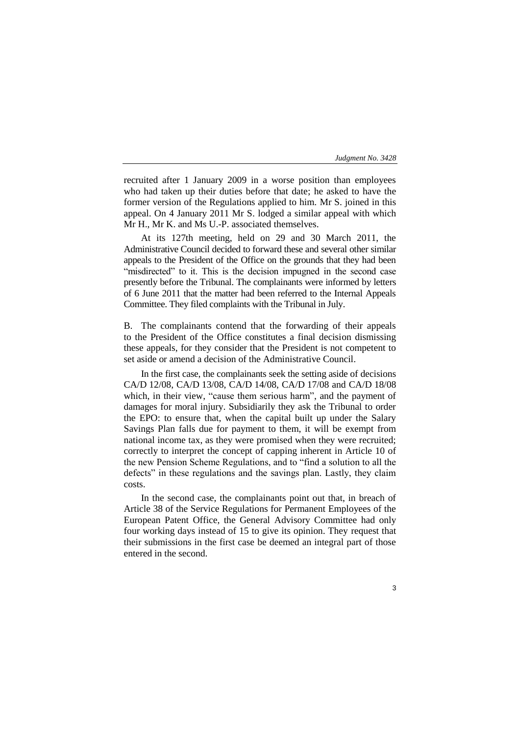recruited after 1 January 2009 in a worse position than employees who had taken up their duties before that date; he asked to have the former version of the Regulations applied to him. Mr S. joined in this appeal. On 4 January 2011 Mr S. lodged a similar appeal with which Mr H., Mr K. and Ms U.-P. associated themselves.

At its 127th meeting, held on 29 and 30 March 2011, the Administrative Council decided to forward these and several other similar appeals to the President of the Office on the grounds that they had been "misdirected" to it. This is the decision impugned in the second case presently before the Tribunal. The complainants were informed by letters of 6 June 2011 that the matter had been referred to the Internal Appeals Committee. They filed complaints with the Tribunal in July.

B. The complainants contend that the forwarding of their appeals to the President of the Office constitutes a final decision dismissing these appeals, for they consider that the President is not competent to set aside or amend a decision of the Administrative Council.

In the first case, the complainants seek the setting aside of decisions CA/D 12/08, CA/D 13/08, CA/D 14/08, CA/D 17/08 and CA/D 18/08 which, in their view, "cause them serious harm", and the payment of damages for moral injury. Subsidiarily they ask the Tribunal to order the EPO: to ensure that, when the capital built up under the Salary Savings Plan falls due for payment to them, it will be exempt from national income tax, as they were promised when they were recruited; correctly to interpret the concept of capping inherent in Article 10 of the new Pension Scheme Regulations, and to "find a solution to all the defects" in these regulations and the savings plan. Lastly, they claim costs.

In the second case, the complainants point out that, in breach of Article 38 of the Service Regulations for Permanent Employees of the European Patent Office, the General Advisory Committee had only four working days instead of 15 to give its opinion. They request that their submissions in the first case be deemed an integral part of those entered in the second.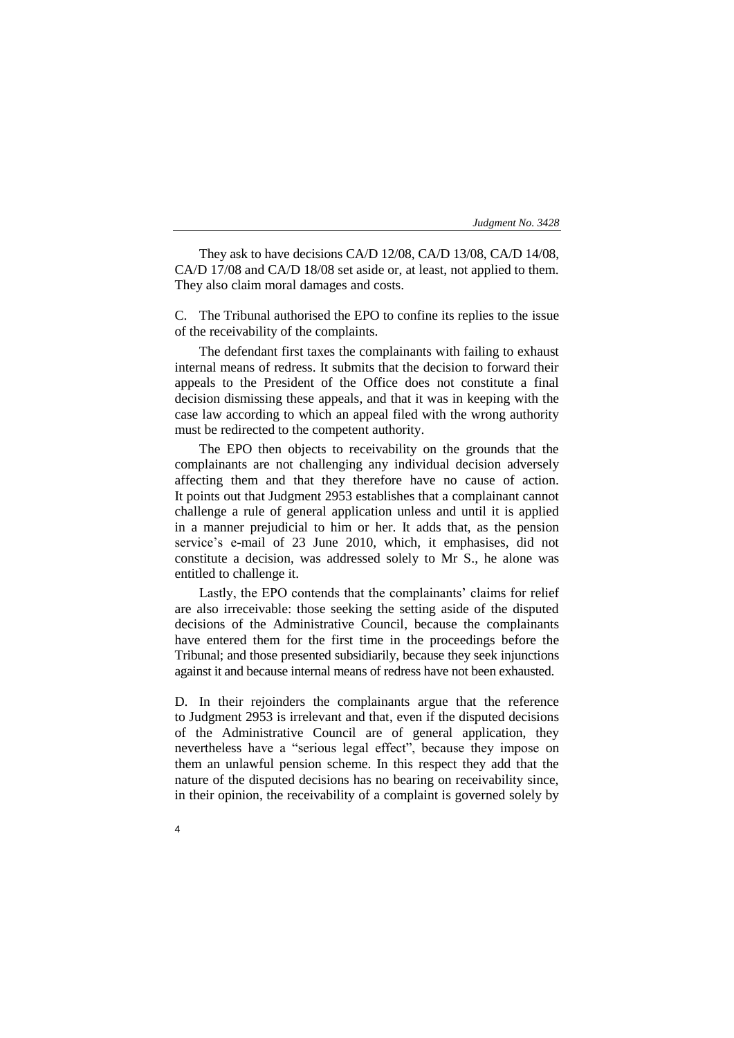They ask to have decisions CA/D 12/08, CA/D 13/08, CA/D 14/08, CA/D 17/08 and CA/D 18/08 set aside or, at least, not applied to them. They also claim moral damages and costs.

C. The Tribunal authorised the EPO to confine its replies to the issue of the receivability of the complaints.

The defendant first taxes the complainants with failing to exhaust internal means of redress. It submits that the decision to forward their appeals to the President of the Office does not constitute a final decision dismissing these appeals, and that it was in keeping with the case law according to which an appeal filed with the wrong authority must be redirected to the competent authority.

The EPO then objects to receivability on the grounds that the complainants are not challenging any individual decision adversely affecting them and that they therefore have no cause of action. It points out that Judgment 2953 establishes that a complainant cannot challenge a rule of general application unless and until it is applied in a manner prejudicial to him or her. It adds that, as the pension service's e-mail of 23 June 2010, which, it emphasises, did not constitute a decision, was addressed solely to Mr S., he alone was entitled to challenge it.

Lastly, the EPO contends that the complainants' claims for relief are also irreceivable: those seeking the setting aside of the disputed decisions of the Administrative Council, because the complainants have entered them for the first time in the proceedings before the Tribunal; and those presented subsidiarily, because they seek injunctions against it and because internal means of redress have not been exhausted.

D. In their rejoinders the complainants argue that the reference to Judgment 2953 is irrelevant and that, even if the disputed decisions of the Administrative Council are of general application, they nevertheless have a "serious legal effect", because they impose on them an unlawful pension scheme. In this respect they add that the nature of the disputed decisions has no bearing on receivability since, in their opinion, the receivability of a complaint is governed solely by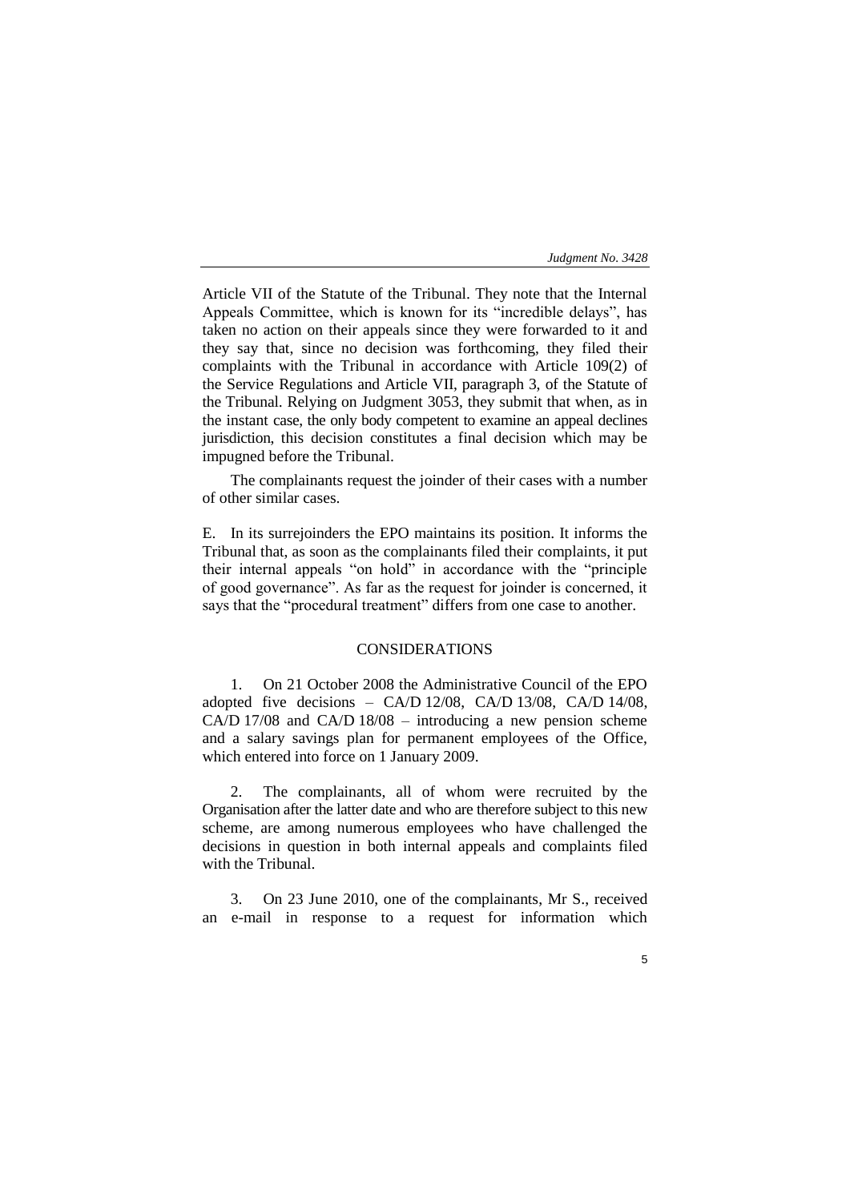Article VII of the Statute of the Tribunal. They note that the Internal Appeals Committee, which is known for its "incredible delays", has taken no action on their appeals since they were forwarded to it and they say that, since no decision was forthcoming, they filed their complaints with the Tribunal in accordance with Article 109(2) of the Service Regulations and Article VII, paragraph 3, of the Statute of the Tribunal. Relying on Judgment 3053, they submit that when, as in the instant case, the only body competent to examine an appeal declines jurisdiction, this decision constitutes a final decision which may be impugned before the Tribunal.

The complainants request the joinder of their cases with a number of other similar cases.

E. In its surrejoinders the EPO maintains its position. It informs the Tribunal that, as soon as the complainants filed their complaints, it put their internal appeals "on hold" in accordance with the "principle of good governance". As far as the request for joinder is concerned, it says that the "procedural treatment" differs from one case to another.

## CONSIDERATIONS

1. On 21 October 2008 the Administrative Council of the EPO adopted five decisions – CA/D 12/08, CA/D 13/08, CA/D 14/08, CA/D 17/08 and CA/D 18/08 – introducing a new pension scheme and a salary savings plan for permanent employees of the Office, which entered into force on 1 January 2009.

2. The complainants, all of whom were recruited by the Organisation after the latter date and who are therefore subject to this new scheme, are among numerous employees who have challenged the decisions in question in both internal appeals and complaints filed with the Tribunal.

3. On 23 June 2010, one of the complainants, Mr S., received an e-mail in response to a request for information which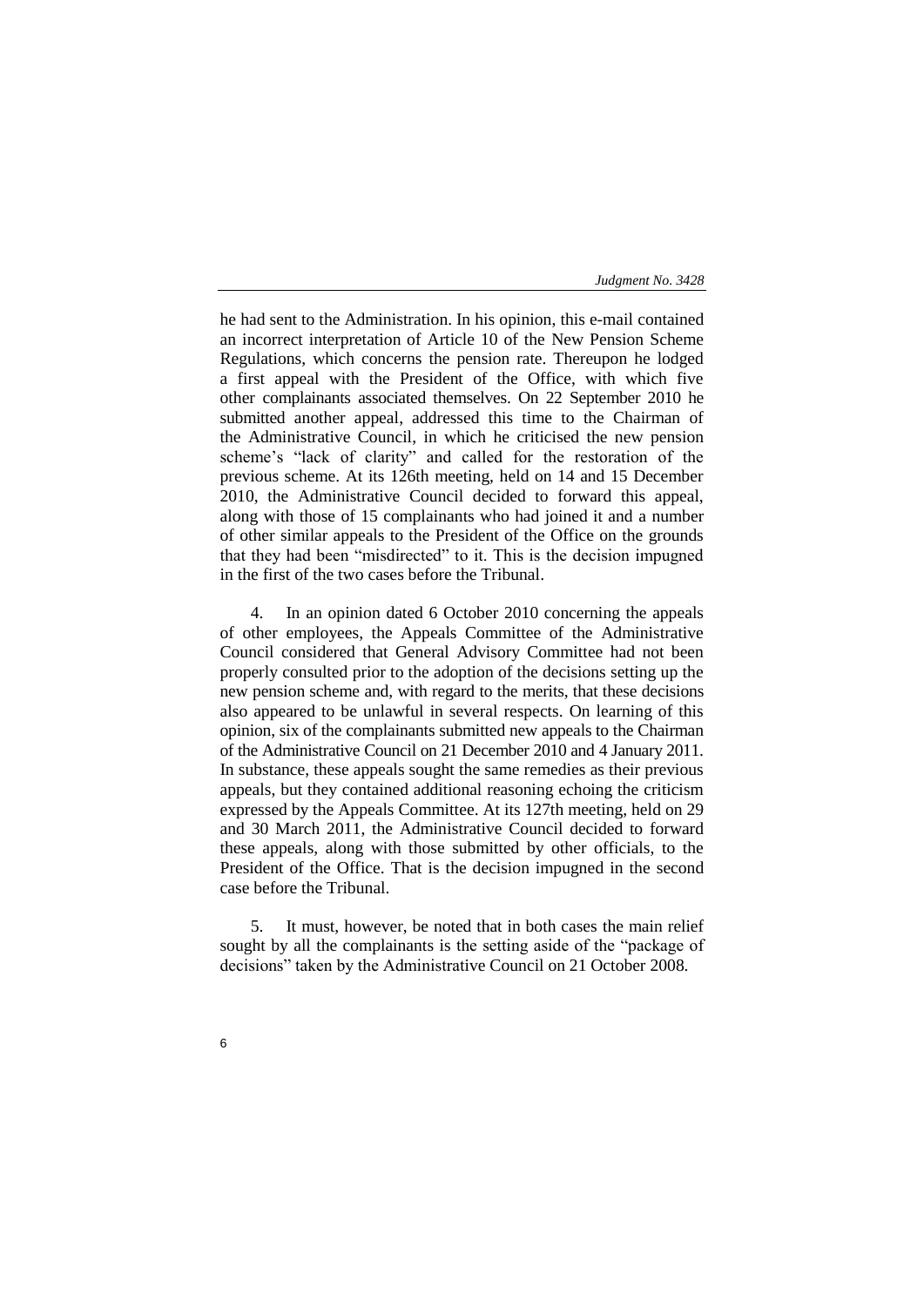he had sent to the Administration. In his opinion, this e-mail contained an incorrect interpretation of Article 10 of the New Pension Scheme Regulations, which concerns the pension rate. Thereupon he lodged a first appeal with the President of the Office, with which five other complainants associated themselves. On 22 September 2010 he submitted another appeal, addressed this time to the Chairman of the Administrative Council, in which he criticised the new pension scheme's "lack of clarity" and called for the restoration of the previous scheme. At its 126th meeting, held on 14 and 15 December 2010, the Administrative Council decided to forward this appeal, along with those of 15 complainants who had joined it and a number of other similar appeals to the President of the Office on the grounds that they had been "misdirected" to it. This is the decision impugned in the first of the two cases before the Tribunal.

4. In an opinion dated 6 October 2010 concerning the appeals of other employees, the Appeals Committee of the Administrative Council considered that General Advisory Committee had not been properly consulted prior to the adoption of the decisions setting up the new pension scheme and, with regard to the merits, that these decisions also appeared to be unlawful in several respects. On learning of this opinion, six of the complainants submitted new appeals to the Chairman of the Administrative Council on 21 December 2010 and 4 January 2011. In substance, these appeals sought the same remedies as their previous appeals, but they contained additional reasoning echoing the criticism expressed by the Appeals Committee. At its 127th meeting, held on 29 and 30 March 2011, the Administrative Council decided to forward these appeals, along with those submitted by other officials, to the President of the Office. That is the decision impugned in the second case before the Tribunal.

5. It must, however, be noted that in both cases the main relief sought by all the complainants is the setting aside of the "package of decisions" taken by the Administrative Council on 21 October 2008.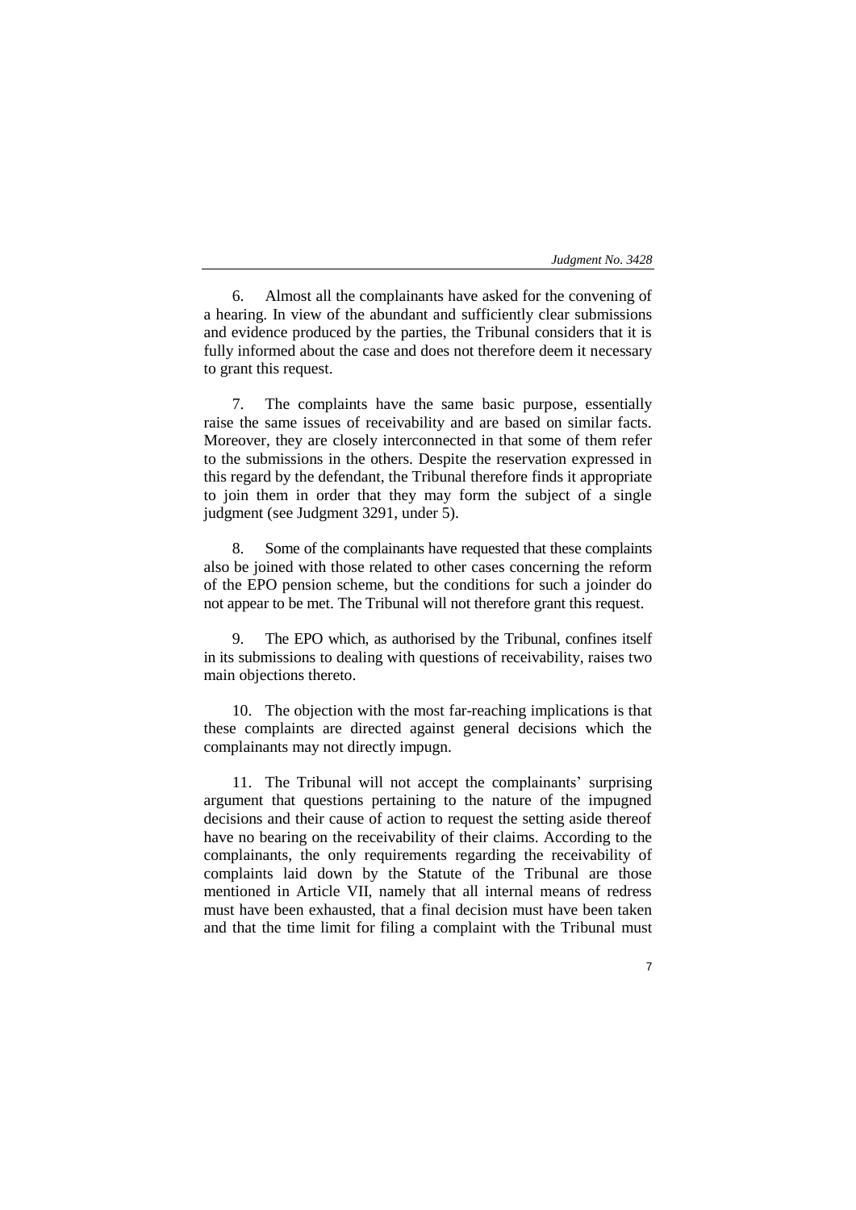6. Almost all the complainants have asked for the convening of a hearing. In view of the abundant and sufficiently clear submissions and evidence produced by the parties, the Tribunal considers that it is fully informed about the case and does not therefore deem it necessary to grant this request.

7. The complaints have the same basic purpose, essentially raise the same issues of receivability and are based on similar facts. Moreover, they are closely interconnected in that some of them refer to the submissions in the others. Despite the reservation expressed in this regard by the defendant, the Tribunal therefore finds it appropriate to join them in order that they may form the subject of a single judgment (see Judgment 3291, under 5).

8. Some of the complainants have requested that these complaints also be joined with those related to other cases concerning the reform of the EPO pension scheme, but the conditions for such a joinder do not appear to be met. The Tribunal will not therefore grant this request.

9. The EPO which, as authorised by the Tribunal, confines itself in its submissions to dealing with questions of receivability, raises two main objections thereto.

10. The objection with the most far-reaching implications is that these complaints are directed against general decisions which the complainants may not directly impugn.

11. The Tribunal will not accept the complainants' surprising argument that questions pertaining to the nature of the impugned decisions and their cause of action to request the setting aside thereof have no bearing on the receivability of their claims. According to the complainants, the only requirements regarding the receivability of complaints laid down by the Statute of the Tribunal are those mentioned in Article VII, namely that all internal means of redress must have been exhausted, that a final decision must have been taken and that the time limit for filing a complaint with the Tribunal must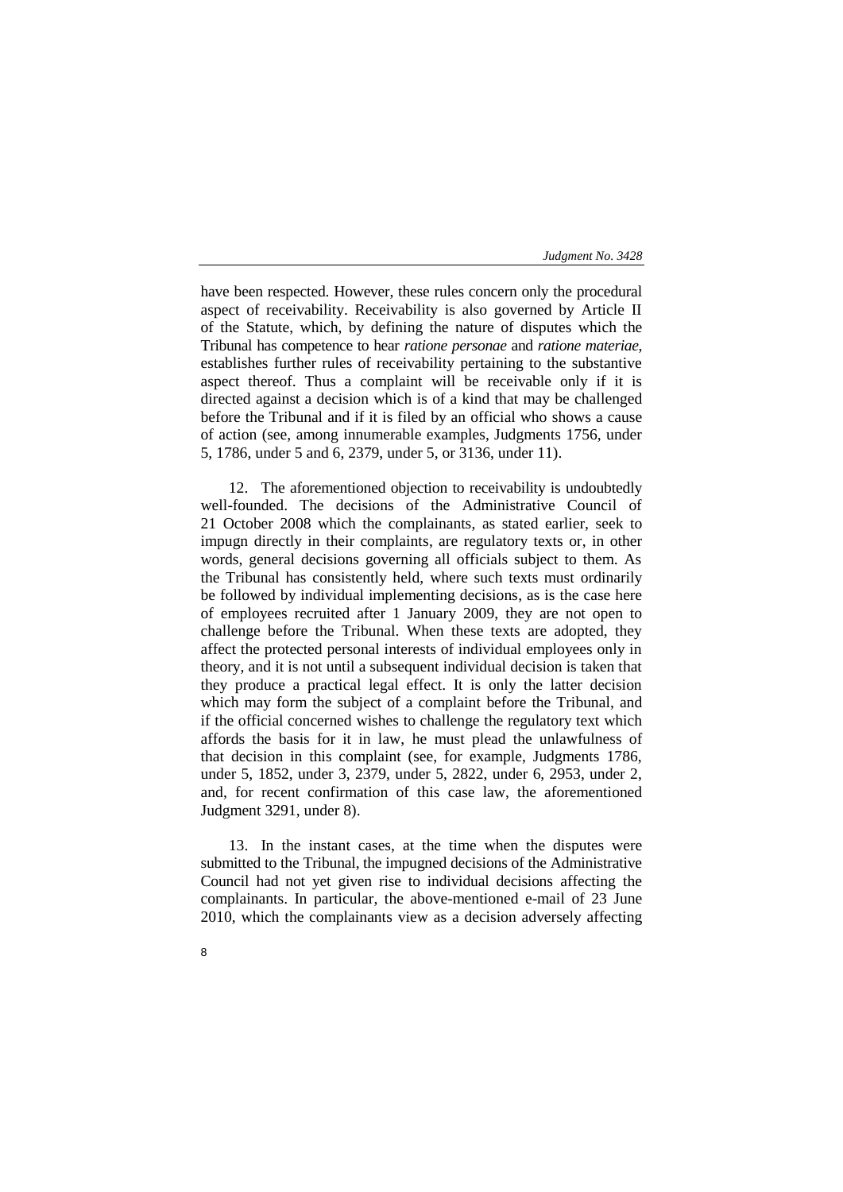have been respected. However, these rules concern only the procedural aspect of receivability. Receivability is also governed by Article II of the Statute, which, by defining the nature of disputes which the Tribunal has competence to hear *ratione personae* and *ratione materiae*, establishes further rules of receivability pertaining to the substantive aspect thereof. Thus a complaint will be receivable only if it is directed against a decision which is of a kind that may be challenged before the Tribunal and if it is filed by an official who shows a cause of action (see, among innumerable examples, Judgments 1756, under 5, 1786, under 5 and 6, 2379, under 5, or 3136, under 11).

12. The aforementioned objection to receivability is undoubtedly well-founded. The decisions of the Administrative Council of 21 October 2008 which the complainants, as stated earlier, seek to impugn directly in their complaints, are regulatory texts or, in other words, general decisions governing all officials subject to them. As the Tribunal has consistently held, where such texts must ordinarily be followed by individual implementing decisions, as is the case here of employees recruited after 1 January 2009, they are not open to challenge before the Tribunal. When these texts are adopted, they affect the protected personal interests of individual employees only in theory, and it is not until a subsequent individual decision is taken that they produce a practical legal effect. It is only the latter decision which may form the subject of a complaint before the Tribunal, and if the official concerned wishes to challenge the regulatory text which affords the basis for it in law, he must plead the unlawfulness of that decision in this complaint (see, for example, Judgments 1786, under 5, 1852, under 3, 2379, under 5, 2822, under 6, 2953, under 2, and, for recent confirmation of this case law, the aforementioned Judgment 3291, under 8).

13. In the instant cases, at the time when the disputes were submitted to the Tribunal, the impugned decisions of the Administrative Council had not yet given rise to individual decisions affecting the complainants. In particular, the above-mentioned e-mail of 23 June 2010, which the complainants view as a decision adversely affecting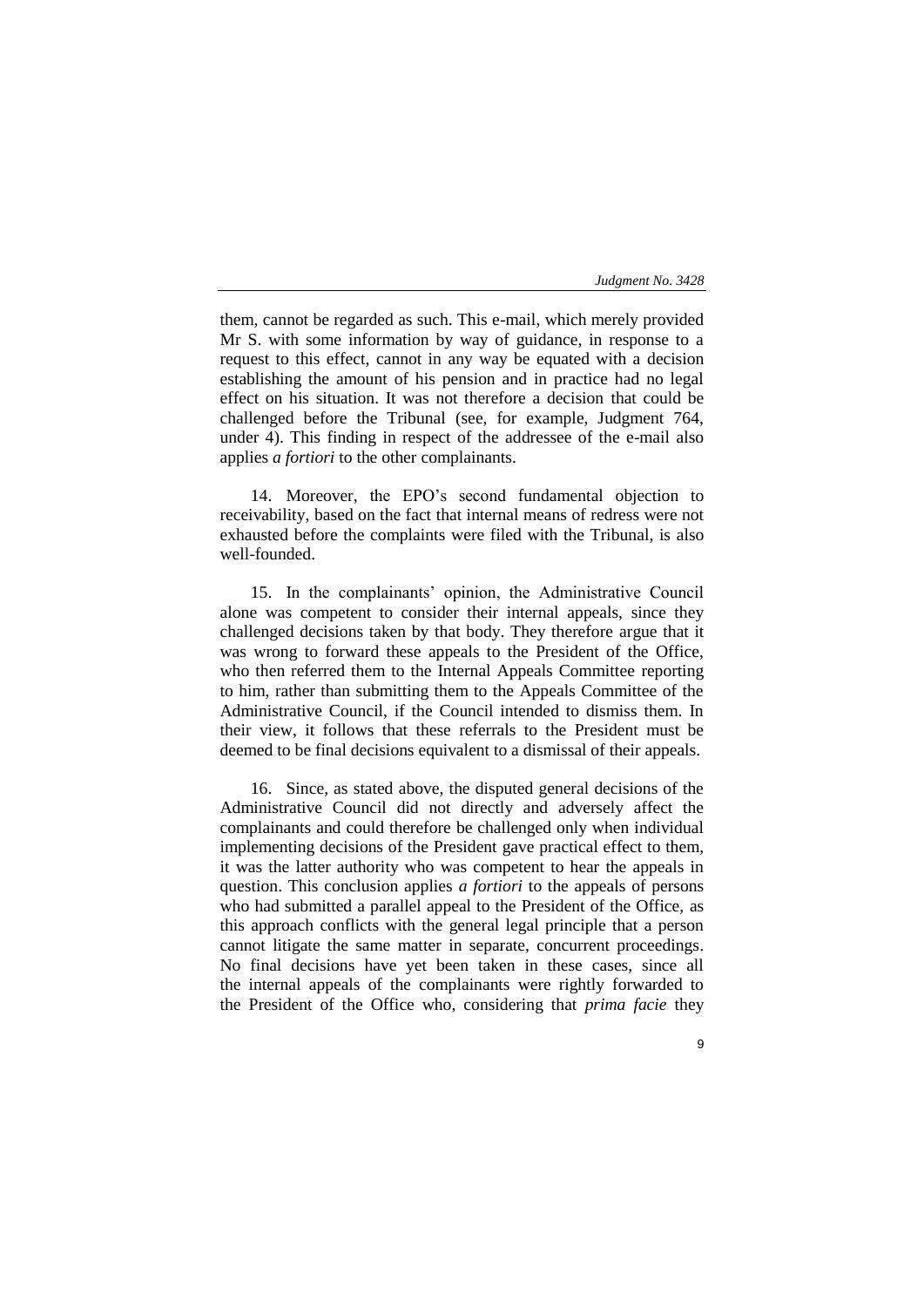them, cannot be regarded as such. This e-mail, which merely provided Mr S. with some information by way of guidance, in response to a request to this effect, cannot in any way be equated with a decision establishing the amount of his pension and in practice had no legal effect on his situation. It was not therefore a decision that could be challenged before the Tribunal (see, for example, Judgment 764, under 4). This finding in respect of the addressee of the e-mail also applies *a fortiori* to the other complainants.

14. Moreover, the EPO's second fundamental objection to receivability, based on the fact that internal means of redress were not exhausted before the complaints were filed with the Tribunal, is also well-founded.

15. In the complainants' opinion, the Administrative Council alone was competent to consider their internal appeals, since they challenged decisions taken by that body. They therefore argue that it was wrong to forward these appeals to the President of the Office, who then referred them to the Internal Appeals Committee reporting to him, rather than submitting them to the Appeals Committee of the Administrative Council, if the Council intended to dismiss them. In their view, it follows that these referrals to the President must be deemed to be final decisions equivalent to a dismissal of their appeals.

16. Since, as stated above, the disputed general decisions of the Administrative Council did not directly and adversely affect the complainants and could therefore be challenged only when individual implementing decisions of the President gave practical effect to them, it was the latter authority who was competent to hear the appeals in question. This conclusion applies *a fortiori* to the appeals of persons who had submitted a parallel appeal to the President of the Office, as this approach conflicts with the general legal principle that a person cannot litigate the same matter in separate, concurrent proceedings. No final decisions have yet been taken in these cases, since all the internal appeals of the complainants were rightly forwarded to the President of the Office who, considering that *prima facie* they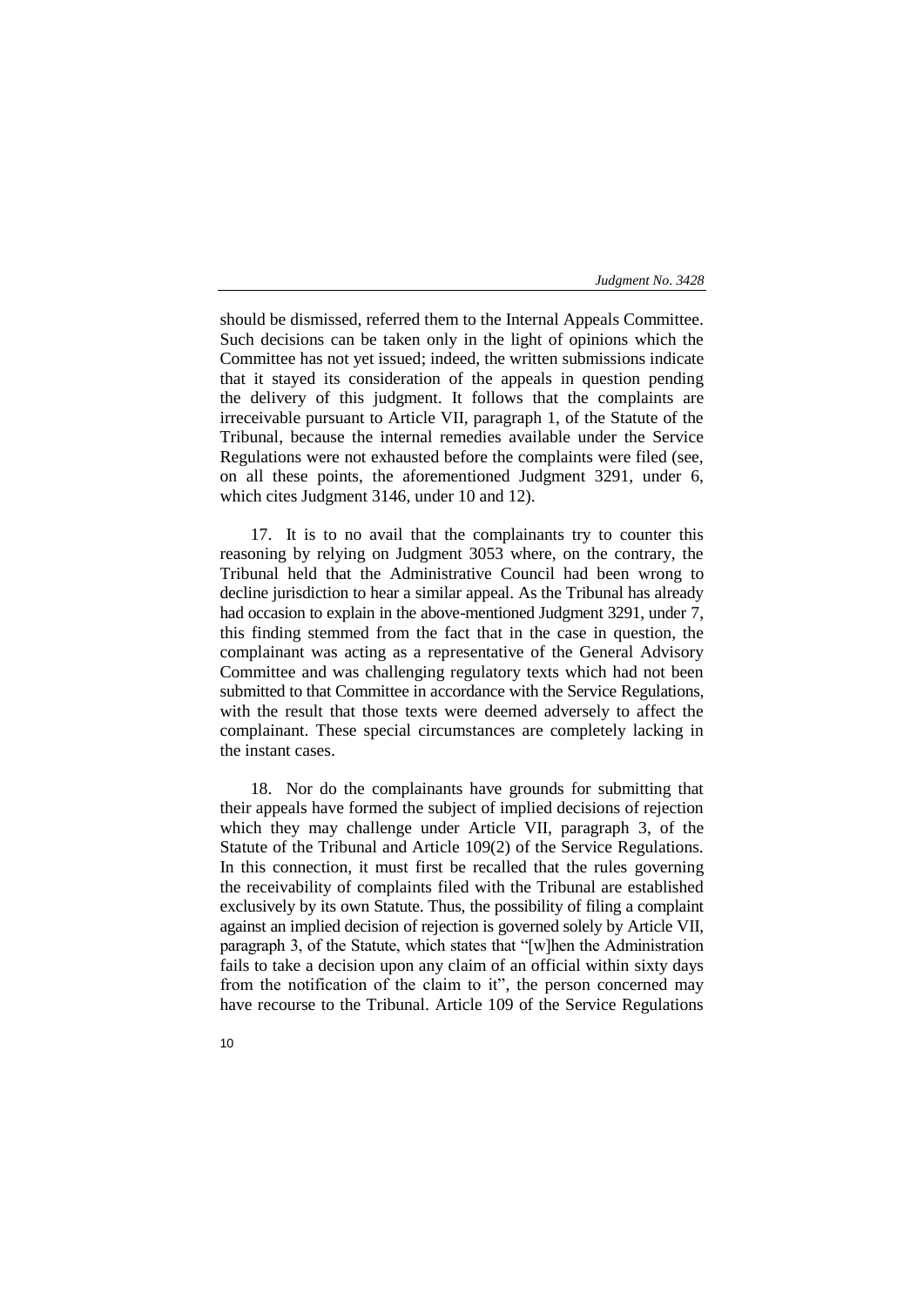should be dismissed, referred them to the Internal Appeals Committee. Such decisions can be taken only in the light of opinions which the Committee has not yet issued; indeed, the written submissions indicate that it stayed its consideration of the appeals in question pending the delivery of this judgment. It follows that the complaints are irreceivable pursuant to Article VII, paragraph 1, of the Statute of the Tribunal, because the internal remedies available under the Service Regulations were not exhausted before the complaints were filed (see, on all these points, the aforementioned Judgment 3291, under 6, which cites Judgment 3146, under 10 and 12).

17. It is to no avail that the complainants try to counter this reasoning by relying on Judgment 3053 where, on the contrary, the Tribunal held that the Administrative Council had been wrong to decline jurisdiction to hear a similar appeal. As the Tribunal has already had occasion to explain in the above-mentioned Judgment 3291, under 7, this finding stemmed from the fact that in the case in question, the complainant was acting as a representative of the General Advisory Committee and was challenging regulatory texts which had not been submitted to that Committee in accordance with the Service Regulations, with the result that those texts were deemed adversely to affect the complainant. These special circumstances are completely lacking in the instant cases.

18. Nor do the complainants have grounds for submitting that their appeals have formed the subject of implied decisions of rejection which they may challenge under Article VII, paragraph 3, of the Statute of the Tribunal and Article 109(2) of the Service Regulations. In this connection, it must first be recalled that the rules governing the receivability of complaints filed with the Tribunal are established exclusively by its own Statute. Thus, the possibility of filing a complaint against an implied decision of rejection is governed solely by Article VII, paragraph 3, of the Statute, which states that "[w]hen the Administration fails to take a decision upon any claim of an official within sixty days from the notification of the claim to it", the person concerned may have recourse to the Tribunal. Article 109 of the Service Regulations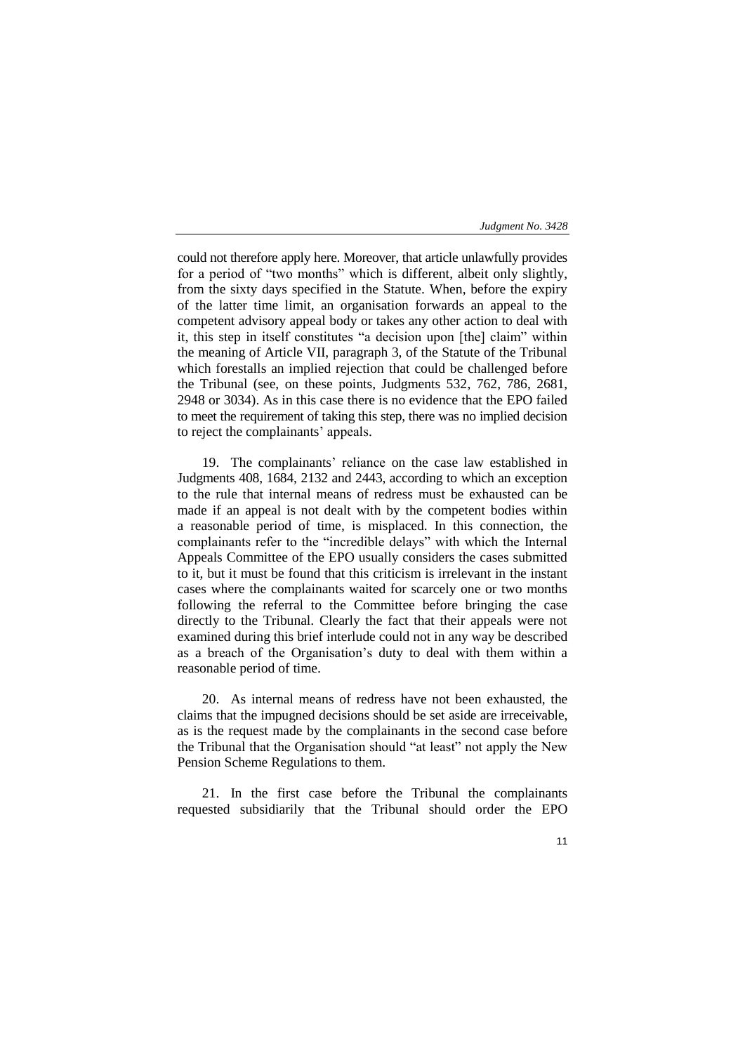could not therefore apply here. Moreover, that article unlawfully provides for a period of "two months" which is different, albeit only slightly, from the sixty days specified in the Statute. When, before the expiry of the latter time limit, an organisation forwards an appeal to the competent advisory appeal body or takes any other action to deal with it, this step in itself constitutes "a decision upon [the] claim" within the meaning of Article VII, paragraph 3, of the Statute of the Tribunal which forestalls an implied rejection that could be challenged before the Tribunal (see, on these points, Judgments 532, 762, 786, 2681, 2948 or 3034). As in this case there is no evidence that the EPO failed to meet the requirement of taking this step, there was no implied decision to reject the complainants' appeals.

19. The complainants' reliance on the case law established in Judgments 408, 1684, 2132 and 2443, according to which an exception to the rule that internal means of redress must be exhausted can be made if an appeal is not dealt with by the competent bodies within a reasonable period of time, is misplaced. In this connection, the complainants refer to the "incredible delays" with which the Internal Appeals Committee of the EPO usually considers the cases submitted to it, but it must be found that this criticism is irrelevant in the instant cases where the complainants waited for scarcely one or two months following the referral to the Committee before bringing the case directly to the Tribunal. Clearly the fact that their appeals were not examined during this brief interlude could not in any way be described as a breach of the Organisation's duty to deal with them within a reasonable period of time.

20. As internal means of redress have not been exhausted, the claims that the impugned decisions should be set aside are irreceivable, as is the request made by the complainants in the second case before the Tribunal that the Organisation should "at least" not apply the New Pension Scheme Regulations to them.

21. In the first case before the Tribunal the complainants requested subsidiarily that the Tribunal should order the EPO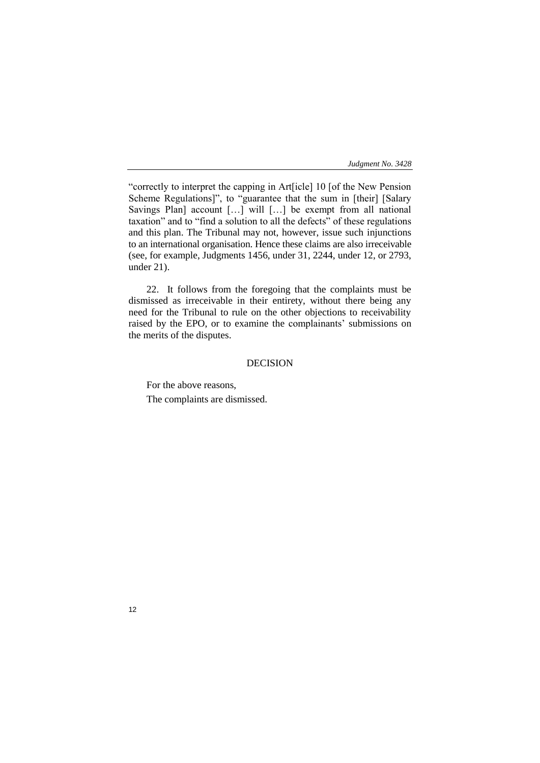"correctly to interpret the capping in Art[icle] 10 [of the New Pension Scheme Regulations]", to "guarantee that the sum in [their] [Salary Savings Plan] account […] will […] be exempt from all national taxation" and to "find a solution to all the defects" of these regulations and this plan. The Tribunal may not, however, issue such injunctions to an international organisation. Hence these claims are also irreceivable (see, for example, Judgments 1456, under 31, 2244, under 12, or 2793, under 21).

22. It follows from the foregoing that the complaints must be dismissed as irreceivable in their entirety, without there being any need for the Tribunal to rule on the other objections to receivability raised by the EPO, or to examine the complainants' submissions on the merits of the disputes.

DECISION

For the above reasons,

The complaints are dismissed.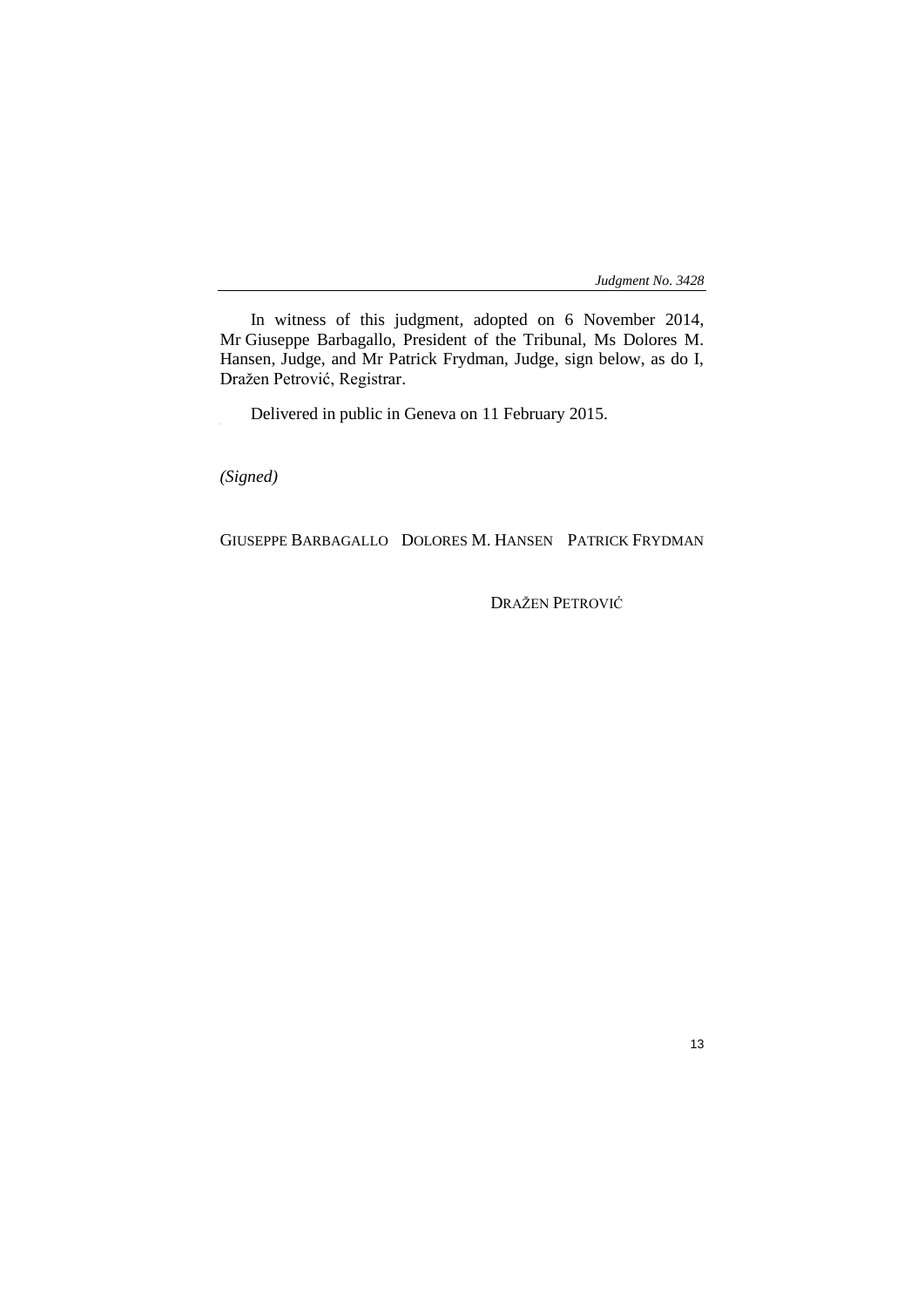In witness of this judgment, adopted on 6 November 2014, Mr Giuseppe Barbagallo, President of the Tribunal, Ms Dolores M. Hansen, Judge, and Mr Patrick Frydman, Judge, sign below, as do I, Dražen Petrović, Registrar.

Delivered in public in Geneva on 11 February 2015.

*(Signed)*

GIUSEPPE BARBAGALLO DOLORES M. HANSEN PATRICK FRYDMAN

DRAŽEN PETROVIĆ